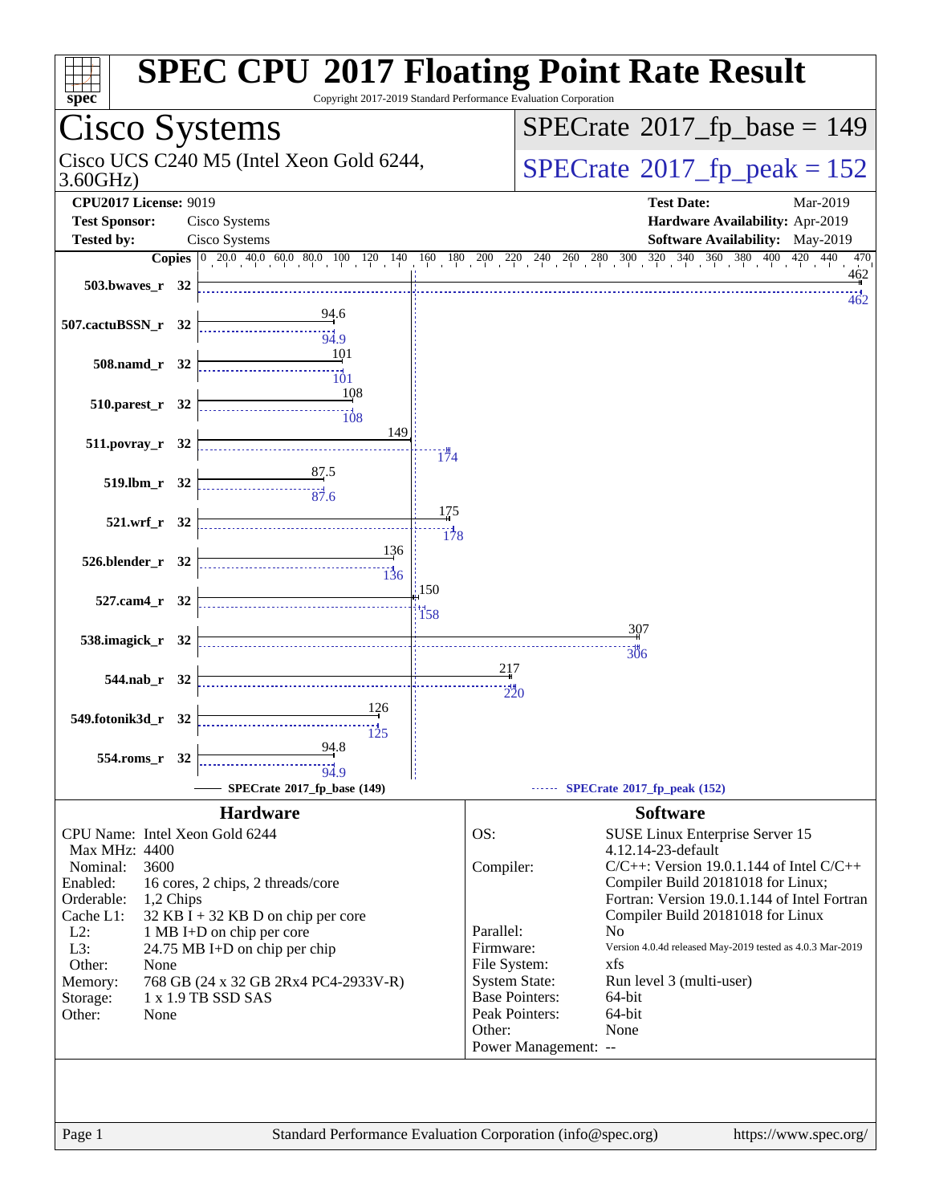# SPEC CPU 2017 Floating Point Rate Result

Copyright 2017-2019 Standard Performance Evaluation Corporation

## Cisco Systems

Cisco UCS C240 M5 (Intel Xeon Gold 6244, 3.60GHz)

SPECrate 2017_fp_base = 149

SPECrate 2017_fp_peak = 152

**CPU2017 License:** 9019
**Test Sponsor:** Cisco Systems
**Tested by:** Cisco Systems

**Test Date:** Mar-2019
**Hardware Availability:** Apr-2019
**Software Availability:** May-2019

| Benchmark | Copies | Base | Peak |
|---|---|---|---|
| 503.bwaves_r | 32 | 462 | 462 |
| 507.cactuBSSN_r | 32 | 94.6 | 94.9 |
| 508.namd_r | 32 | 101 | 101 |
| 510.parest_r | 32 | 108 | 108 |
| 511.povray_r | 32 | 149 | 174 |
| 519.lbm_r | 32 | 87.5 | 87.6 |
| 521.wrf_r | 32 | 175 | 178 |
| 526.blender_r | 32 | 136 | 136 |
| 527.cam4_r | 32 | 150 | 158 |
| 538.imagick_r | 32 | 307 | 306 |
| 544.nab_r | 32 | 217 | 220 |
| 549.fotonik3d_r | 32 | 126 | 125 |
| 554.roms_r | 32 | 94.8 | 94.9 |

SPECrate 2017_fp_base (149) — SPECrate 2017_fp_peak (152)

### Hardware

| | |
|---|---|
| CPU Name: | Intel Xeon Gold 6244 |
| Max MHz: | 4400 |
| Nominal: | 3600 |
| Enabled: | 16 cores, 2 chips, 2 threads/core |
| Orderable: | 1,2 Chips |
| Cache L1: | 32 KB I + 32 KB D on chip per core |
| L2: | 1 MB I+D on chip per core |
| L3: | 24.75 MB I+D on chip per chip |
| Other: | None |
| Memory: | 768 GB (24 x 32 GB 2Rx4 PC4-2933V-R) |
| Storage: | 1 x 1.9 TB SSD SAS |
| Other: | None |

### Software

| | |
|---|---|
| OS: | SUSE Linux Enterprise Server 15<br>4.12.14-23-default |
| Compiler: | C/C++: Version 19.0.1.144 of Intel C/C++ Compiler Build 20181018 for Linux;<br>Fortran: Version 19.0.1.144 of Intel Fortran Compiler Build 20181018 for Linux |
| Parallel: | No |
| Firmware: | Version 4.0.4d released May-2019 tested as 4.0.3 Mar-2019 |
| File System: | xfs |
| System State: | Run level 3 (multi-user) |
| Base Pointers: | 64-bit |
| Peak Pointers: | 64-bit |
| Other: | None |
| Power Management: | -- |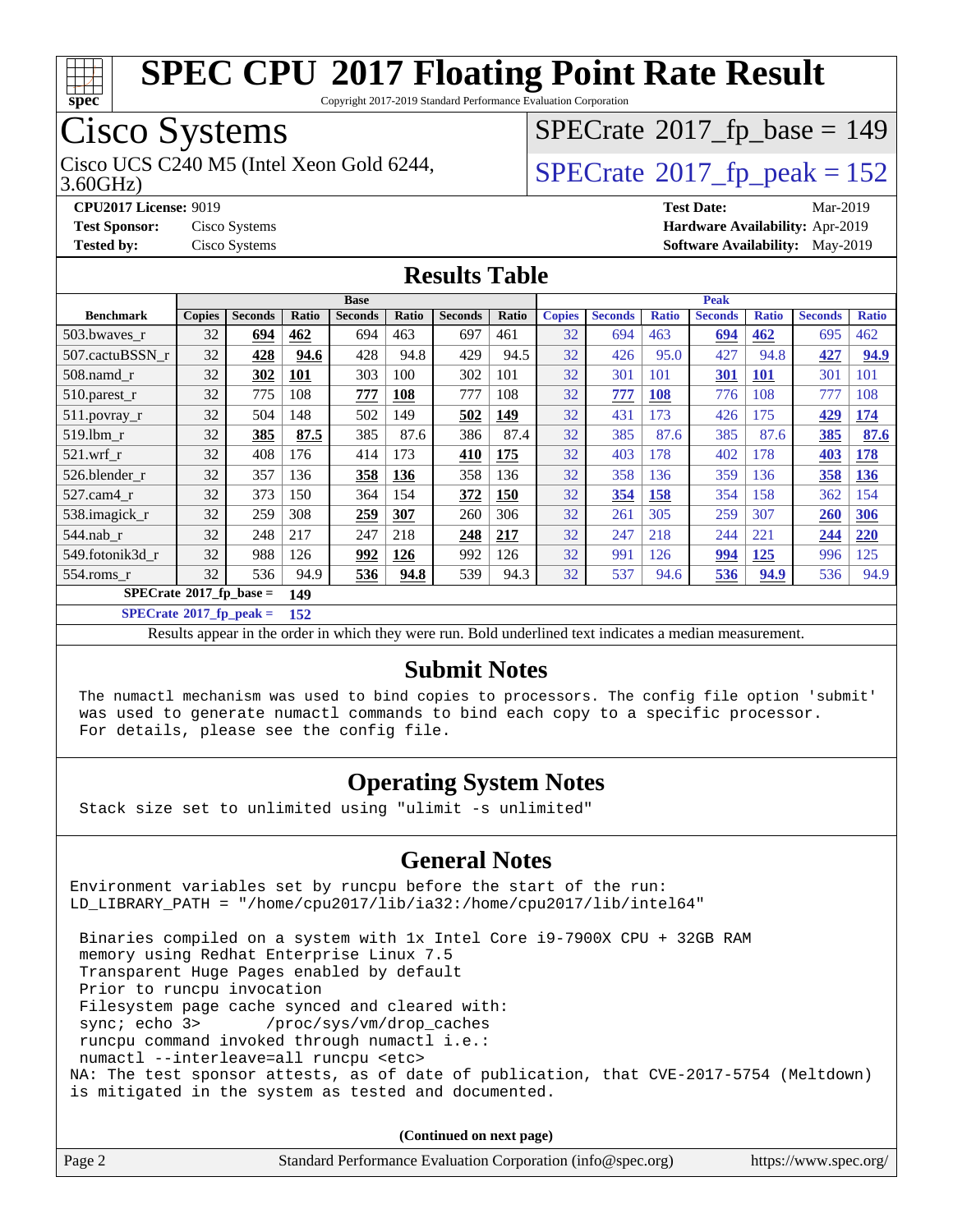# SPEC CPU 2017 Floating Point Rate Result

Copyright 2017-2019 Standard Performance Evaluation Corporation

## Cisco Systems

Cisco UCS C240 M5 (Intel Xeon Gold 6244, 3.60GHz)

SPECrate 2017_fp_base = 149

SPECrate 2017_fp_peak = 152

**CPU2017 License:** 9019
**Test Sponsor:** Cisco Systems
**Tested by:** Cisco Systems

**Test Date:** Mar-2019
**Hardware Availability:** Apr-2019
**Software Availability:** May-2019

## Results Table

| Benchmark | Base | | | | | | | Peak | | | | | | |
|---|---|---|---|---|---|---|---|---|---|---|---|---|---|---|
| | Copies | Seconds | Ratio | Seconds | Ratio | Seconds | Ratio | Copies | Seconds | Ratio | Seconds | Ratio | Seconds | Ratio |
| 503.bwaves_r | 32 | **694** | **462** | 694 | 463 | 697 | 461 | 32 | 694 | 463 | **694** | **462** | 695 | 462 |
| 507.cactuBSSN_r | 32 | **428** | **94.6** | 428 | 94.8 | 429 | 94.5 | 32 | 426 | 95.0 | 427 | 94.8 | **427** | **94.9** |
| 508.namd_r | 32 | **302** | **101** | 303 | 100 | 302 | 101 | 32 | 301 | 101 | **301** | **101** | 301 | 101 |
| 510.parest_r | 32 | 775 | 108 | **777** | **108** | 777 | 108 | 32 | **777** | **108** | 776 | 108 | 777 | 108 |
| 511.povray_r | 32 | 504 | 148 | 502 | 149 | **502** | **149** | 32 | 431 | 173 | 426 | 175 | **429** | **174** |
| 519.lbm_r | 32 | **385** | **87.5** | 385 | 87.6 | 386 | 87.4 | 32 | 385 | 87.6 | 385 | 87.6 | **385** | **87.6** |
| 521.wrf_r | 32 | 408 | 176 | 414 | 173 | **410** | **175** | 32 | 403 | 178 | 402 | 178 | **403** | **178** |
| 526.blender_r | 32 | 357 | 136 | **358** | **136** | 358 | 136 | 32 | 358 | 136 | 359 | 136 | **358** | **136** |
| 527.cam4_r | 32 | 373 | 150 | 364 | 154 | **372** | **150** | 32 | **354** | **158** | 354 | 158 | 362 | 154 |
| 538.imagick_r | 32 | 259 | 308 | **259** | **307** | 260 | 306 | 32 | 261 | 305 | 259 | 307 | **260** | **306** |
| 544.nab_r | 32 | 248 | 217 | 247 | 218 | **248** | **217** | 32 | 247 | 218 | 244 | 221 | **244** | **220** |
| 549.fotonik3d_r | 32 | 988 | 126 | **992** | **126** | 992 | 126 | 32 | 991 | 126 | **994** | **125** | 996 | 125 |
| 554.roms_r | 32 | 536 | 94.9 | **536** | **94.8** | 539 | 94.3 | 32 | 537 | 94.6 | **536** | **94.9** | 536 | 94.9 |

**SPECrate 2017_fp_base = 149**

**SPECrate 2017_fp_peak = 152**

Results appear in the order in which they were run. Bold underlined text indicates a median measurement.

## Submit Notes

```
The numactl mechanism was used to bind copies to processors. The config file option 'submit'
was used to generate numactl commands to bind each copy to a specific processor.
For details, please see the config file.
```

## Operating System Notes

```
Stack size set to unlimited using "ulimit -s unlimited"
```

## General Notes

```
Environment variables set by runcpu before the start of the run:
LD_LIBRARY_PATH = "/home/cpu2017/lib/ia32:/home/cpu2017/lib/intel64"

 Binaries compiled on a system with 1x Intel Core i9-7900X CPU + 32GB RAM
 memory using Redhat Enterprise Linux 7.5
 Transparent Huge Pages enabled by default
 Prior to runcpu invocation
 Filesystem page cache synced and cleared with:
 sync; echo 3>       /proc/sys/vm/drop_caches
 runcpu command invoked through numactl i.e.:
 numactl --interleave=all runcpu <etc>
NA: The test sponsor attests, as of date of publication, that CVE-2017-5754 (Meltdown)
is mitigated in the system as tested and documented.
```

**(Continued on next page)**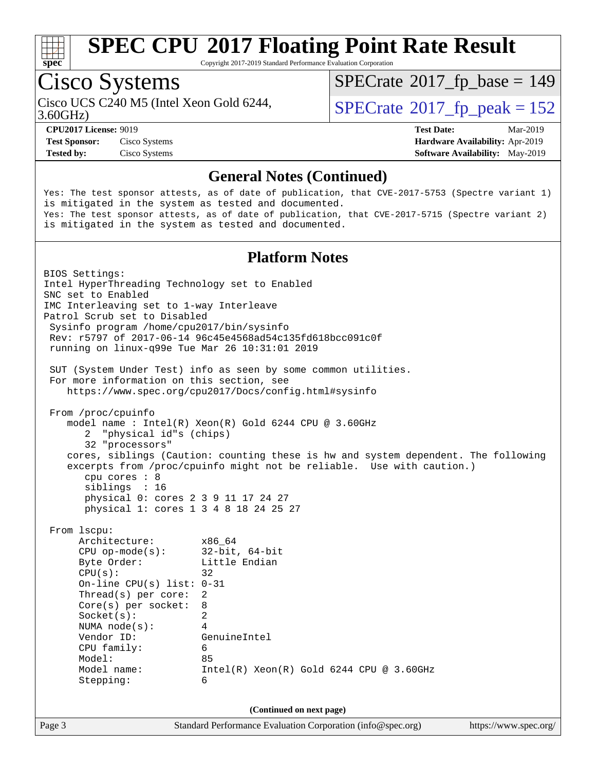# SPEC CPU 2017 Floating Point Rate Result

Copyright 2017-2019 Standard Performance Evaluation Corporation

## Cisco Systems

Cisco UCS C240 M5 (Intel Xeon Gold 6244, 3.60GHz)

SPECrate 2017_fp_base = 149

SPECrate 2017_fp_peak = 152

**CPU2017 License:** 9019
**Test Sponsor:** Cisco Systems
**Tested by:** Cisco Systems

**Test Date:** Mar-2019
**Hardware Availability:** Apr-2019
**Software Availability:** May-2019

### General Notes (Continued)

```
Yes: The test sponsor attests, as of date of publication, that CVE-2017-5753 (Spectre variant 1)
is mitigated in the system as tested and documented.
Yes: The test sponsor attests, as of date of publication, that CVE-2017-5715 (Spectre variant 2)
is mitigated in the system as tested and documented.
```

### Platform Notes

```
BIOS Settings:
Intel HyperThreading Technology set to Enabled
SNC set to Enabled
IMC Interleaving set to 1-way Interleave
Patrol Scrub set to Disabled
 Sysinfo program /home/cpu2017/bin/sysinfo
 Rev: r5797 of 2017-06-14 96c45e4568ad54c135fd618bcc091c0f
 running on linux-q99e Tue Mar 26 10:31:01 2019

 SUT (System Under Test) info as seen by some common utilities.
 For more information on this section, see
    https://www.spec.org/cpu2017/Docs/config.html#sysinfo

 From /proc/cpuinfo
    model name : Intel(R) Xeon(R) Gold 6244 CPU @ 3.60GHz
       2  "physical id"s (chips)
       32 "processors"
    cores, siblings (Caution: counting these is hw and system dependent. The following
    excerpts from /proc/cpuinfo might not be reliable.  Use with caution.)
       cpu cores : 8
       siblings  : 16
       physical 0: cores 2 3 9 11 17 24 27
       physical 1: cores 1 3 4 8 18 24 25 27

 From lscpu:
      Architecture:          x86_64
      CPU op-mode(s):        32-bit, 64-bit
      Byte Order:            Little Endian
      CPU(s):                32
      On-line CPU(s) list: 0-31
      Thread(s) per core:  2
      Core(s) per socket:  8
      Socket(s):             2
      NUMA node(s):          4
      Vendor ID:             GenuineIntel
      CPU family:            6
      Model:                 85
      Model name:            Intel(R) Xeon(R) Gold 6244 CPU @ 3.60GHz
      Stepping:              6
```

(Continued on next page)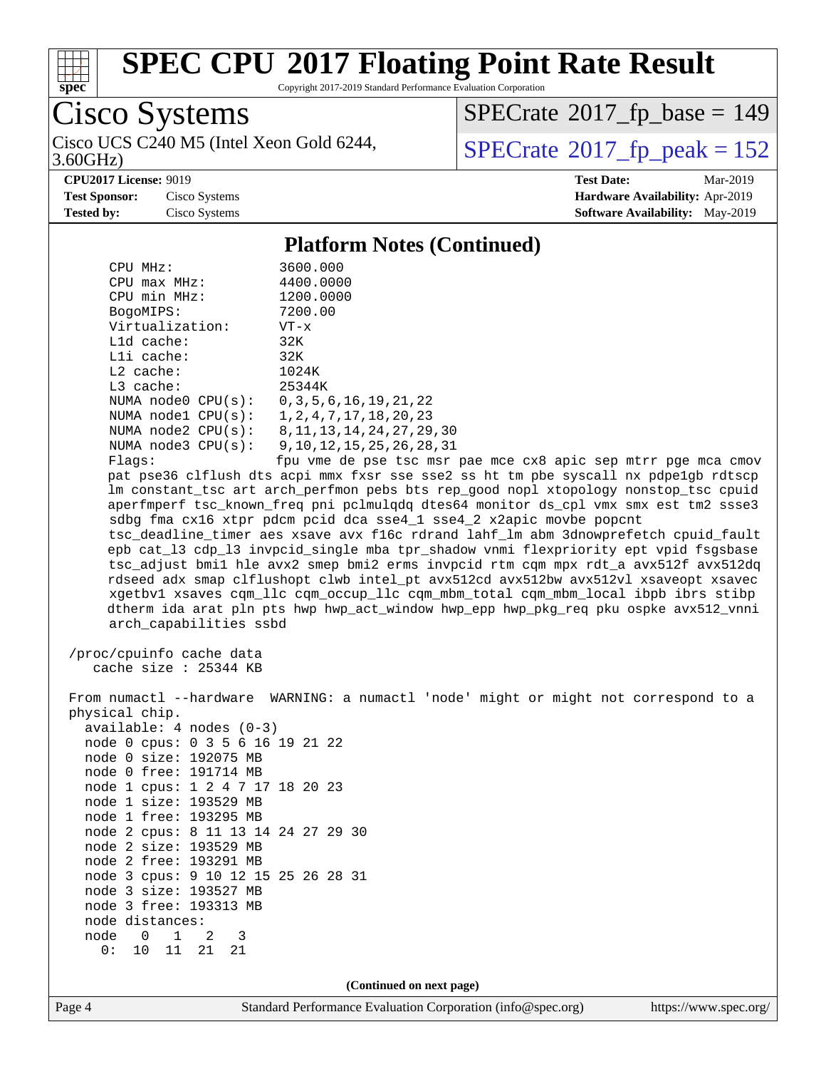# SPEC CPU 2017 Floating Point Rate Result

Copyright 2017-2019 Standard Performance Evaluation Corporation

**Cisco Systems**

Cisco UCS C240 M5 (Intel Xeon Gold 6244, 3.60GHz)

SPECrate 2017_fp_base = 149

SPECrate 2017_fp_peak = 152

**CPU2017 License:** 9019
**Test Sponsor:** Cisco Systems
**Tested by:** Cisco Systems

**Test Date:** Mar-2019
**Hardware Availability:** Apr-2019
**Software Availability:** May-2019

## Platform Notes (Continued)

```
     CPU MHz:               3600.000
     CPU max MHz:           4400.0000
     CPU min MHz:           1200.0000
     BogoMIPS:              7200.00
     Virtualization:        VT-x
     L1d cache:             32K
     L1i cache:             32K
     L2 cache:              1024K
     L3 cache:              25344K
     NUMA node0 CPU(s):     0,3,5,6,16,19,21,22
     NUMA node1 CPU(s):     1,2,4,7,17,18,20,23
     NUMA node2 CPU(s):     8,11,13,14,24,27,29,30
     NUMA node3 CPU(s):     9,10,12,15,25,26,28,31
     Flags:                 fpu vme de pse tsc msr pae mce cx8 apic sep mtrr pge mca cmov
     pat pse36 clflush dts acpi mmx fxsr sse sse2 ss ht tm pbe syscall nx pdpe1gb rdtscp
     lm constant_tsc art arch_perfmon pebs bts rep_good nopl xtopology nonstop_tsc cpuid
     aperfmperf tsc_known_freq pni pclmulqdq dtes64 monitor ds_cpl vmx smx est tm2 ssse3
     sdbg fma cx16 xtpr pdcm pcid dca sse4_1 sse4_2 x2apic movbe popcnt
     tsc_deadline_timer aes xsave avx f16c rdrand lahf_lm abm 3dnowprefetch cpuid_fault
     epb cat_l3 cdp_l3 invpcid_single mba tpr_shadow vnmi flexpriority ept vpid fsgsbase
     tsc_adjust bmi1 hle avx2 smep bmi2 erms invpcid rtm cqm mpx rdt_a avx512f avx512dq
     rdseed adx smap clflushopt clwb intel_pt avx512cd avx512bw avx512vl xsaveopt xsavec
     xgetbv1 xsaves cqm_llc cqm_occup_llc cqm_mbm_total cqm_mbm_local ibpb ibrs stibp
     dtherm ida arat pln pts hwp hwp_act_window hwp_epp hwp_pkg_req pku ospke avx512_vnni
     arch_capabilities ssbd

 /proc/cpuinfo cache data
    cache size : 25344 KB

 From numactl --hardware  WARNING: a numactl 'node' might or might not correspond to a
 physical chip.
   available: 4 nodes (0-3)
   node 0 cpus: 0 3 5 6 16 19 21 22
   node 0 size: 192075 MB
   node 0 free: 191714 MB
   node 1 cpus: 1 2 4 7 17 18 20 23
   node 1 size: 193529 MB
   node 1 free: 193295 MB
   node 2 cpus: 8 11 13 14 24 27 29 30
   node 2 size: 193529 MB
   node 2 free: 193291 MB
   node 3 cpus: 9 10 12 15 25 26 28 31
   node 3 size: 193527 MB
   node 3 free: 193313 MB
   node distances:
   node   0   1   2   3
     0:  10  11  21  21
```

(Continued on next page)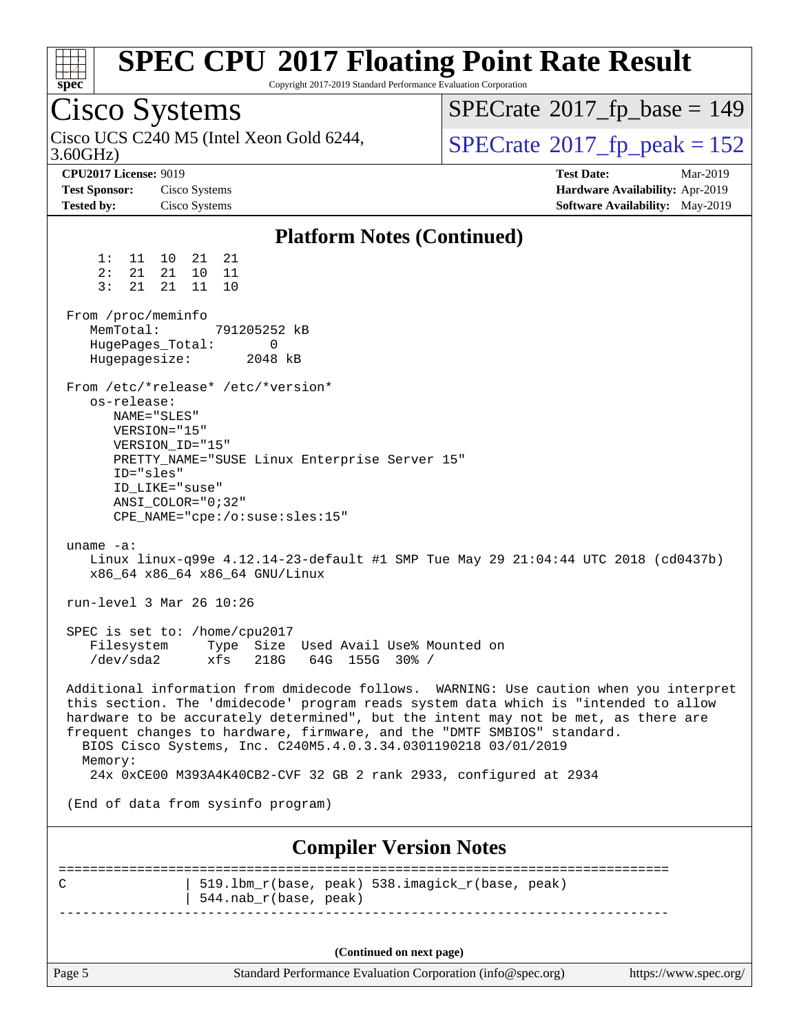## Platform Notes (Continued)

```
     1:  11  10  21  21
     2:  21  21  10  11
     3:  21  21  11  10

 From /proc/meminfo
    MemTotal:       791205252 kB
    HugePages_Total:       0
    Hugepagesize:       2048 kB

 From /etc/*release* /etc/*version*
    os-release:
       NAME="SLES"
       VERSION="15"
       VERSION_ID="15"
       PRETTY_NAME="SUSE Linux Enterprise Server 15"
       ID="sles"
       ID_LIKE="suse"
       ANSI_COLOR="0;32"
       CPE_NAME="cpe:/o:suse:sles:15"

 uname -a:
    Linux linux-q99e 4.12.14-23-default #1 SMP Tue May 29 21:04:44 UTC 2018 (cd0437b)
    x86_64 x86_64 x86_64 GNU/Linux

 run-level 3 Mar 26 10:26

 SPEC is set to: /home/cpu2017
    Filesystem     Type  Size  Used Avail Use% Mounted on
    /dev/sda2      xfs   218G   64G  155G  30% /

 Additional information from dmidecode follows.  WARNING: Use caution when you interpret
 this section. The 'dmidecode' program reads system data which is "intended to allow
 hardware to be accurately determined", but the intent may not be met, as there are
 frequent changes to hardware, firmware, and the "DMTF SMBIOS" standard.
   BIOS Cisco Systems, Inc. C240M5.4.0.3.34.0301190218 03/01/2019
   Memory:
    24x 0xCE00 M393A4K40CB2-CVF 32 GB 2 rank 2933, configured at 2934

 (End of data from sysinfo program)
```

## Compiler Version Notes

```
==============================================================================
C               | 519.lbm_r(base, peak) 538.imagick_r(base, peak)
                | 544.nab_r(base, peak)
------------------------------------------------------------------------------
```

(Continued on next page)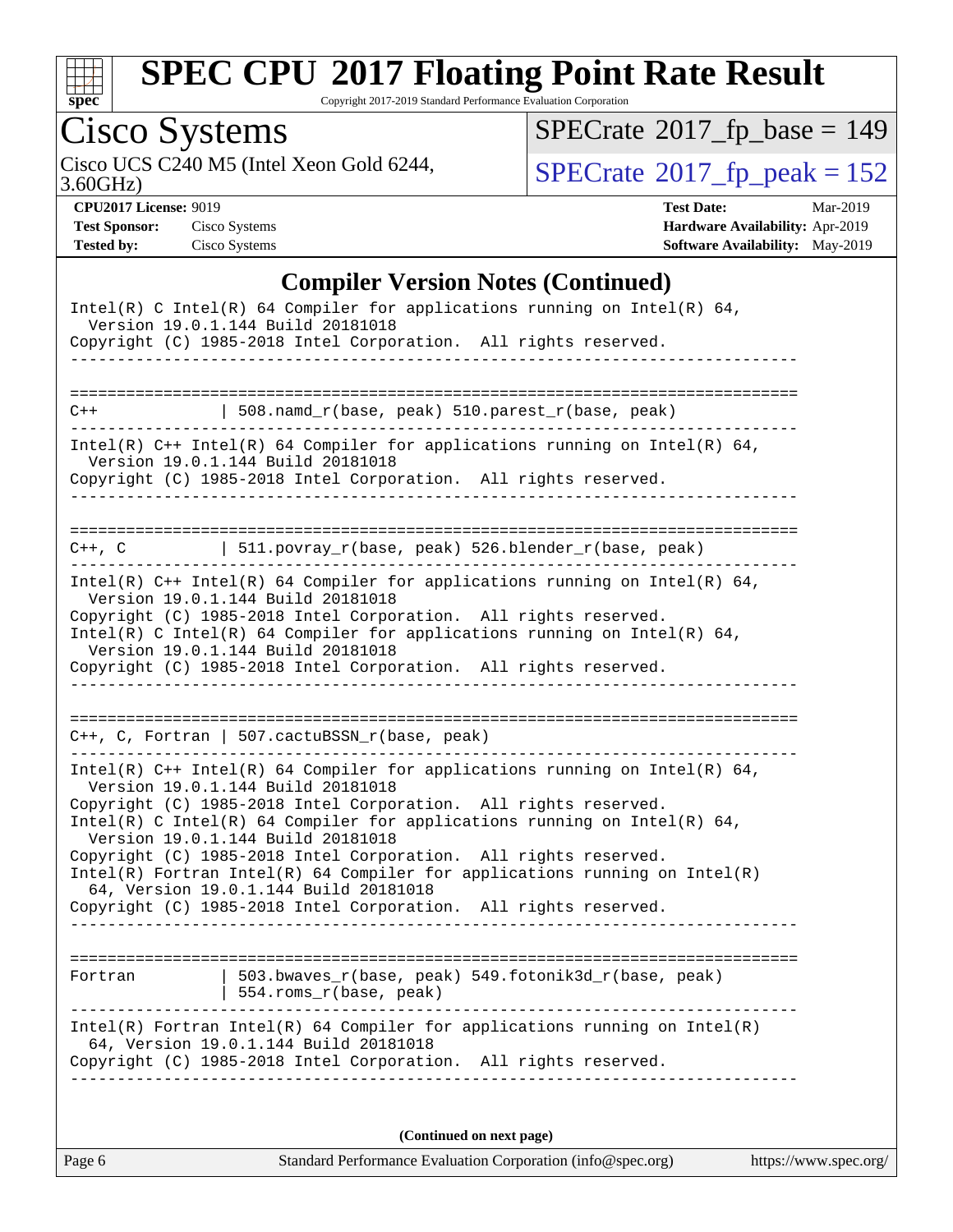## Compiler Version Notes (Continued)

```
Intel(R) C Intel(R) 64 Compiler for applications running on Intel(R) 64,
  Version 19.0.1.144 Build 20181018
Copyright (C) 1985-2018 Intel Corporation.  All rights reserved.
------------------------------------------------------------------------------

==============================================================================
C++             | 508.namd_r(base, peak) 510.parest_r(base, peak)
------------------------------------------------------------------------------
Intel(R) C++ Intel(R) 64 Compiler for applications running on Intel(R) 64,
  Version 19.0.1.144 Build 20181018
Copyright (C) 1985-2018 Intel Corporation.  All rights reserved.
------------------------------------------------------------------------------

==============================================================================
C++, C          | 511.povray_r(base, peak) 526.blender_r(base, peak)
------------------------------------------------------------------------------
Intel(R) C++ Intel(R) 64 Compiler for applications running on Intel(R) 64,
  Version 19.0.1.144 Build 20181018
Copyright (C) 1985-2018 Intel Corporation.  All rights reserved.
Intel(R) C Intel(R) 64 Compiler for applications running on Intel(R) 64,
  Version 19.0.1.144 Build 20181018
Copyright (C) 1985-2018 Intel Corporation.  All rights reserved.
------------------------------------------------------------------------------

==============================================================================
C++, C, Fortran | 507.cactuBSSN_r(base, peak)
------------------------------------------------------------------------------
Intel(R) C++ Intel(R) 64 Compiler for applications running on Intel(R) 64,
  Version 19.0.1.144 Build 20181018
Copyright (C) 1985-2018 Intel Corporation.  All rights reserved.
Intel(R) C Intel(R) 64 Compiler for applications running on Intel(R) 64,
  Version 19.0.1.144 Build 20181018
Copyright (C) 1985-2018 Intel Corporation.  All rights reserved.
Intel(R) Fortran Intel(R) 64 Compiler for applications running on Intel(R)
  64, Version 19.0.1.144 Build 20181018
Copyright (C) 1985-2018 Intel Corporation.  All rights reserved.
------------------------------------------------------------------------------

==============================================================================
Fortran         | 503.bwaves_r(base, peak) 549.fotonik3d_r(base, peak)
                | 554.roms_r(base, peak)
------------------------------------------------------------------------------
Intel(R) Fortran Intel(R) 64 Compiler for applications running on Intel(R)
  64, Version 19.0.1.144 Build 20181018
Copyright (C) 1985-2018 Intel Corporation.  All rights reserved.
------------------------------------------------------------------------------
```

**(Continued on next page)**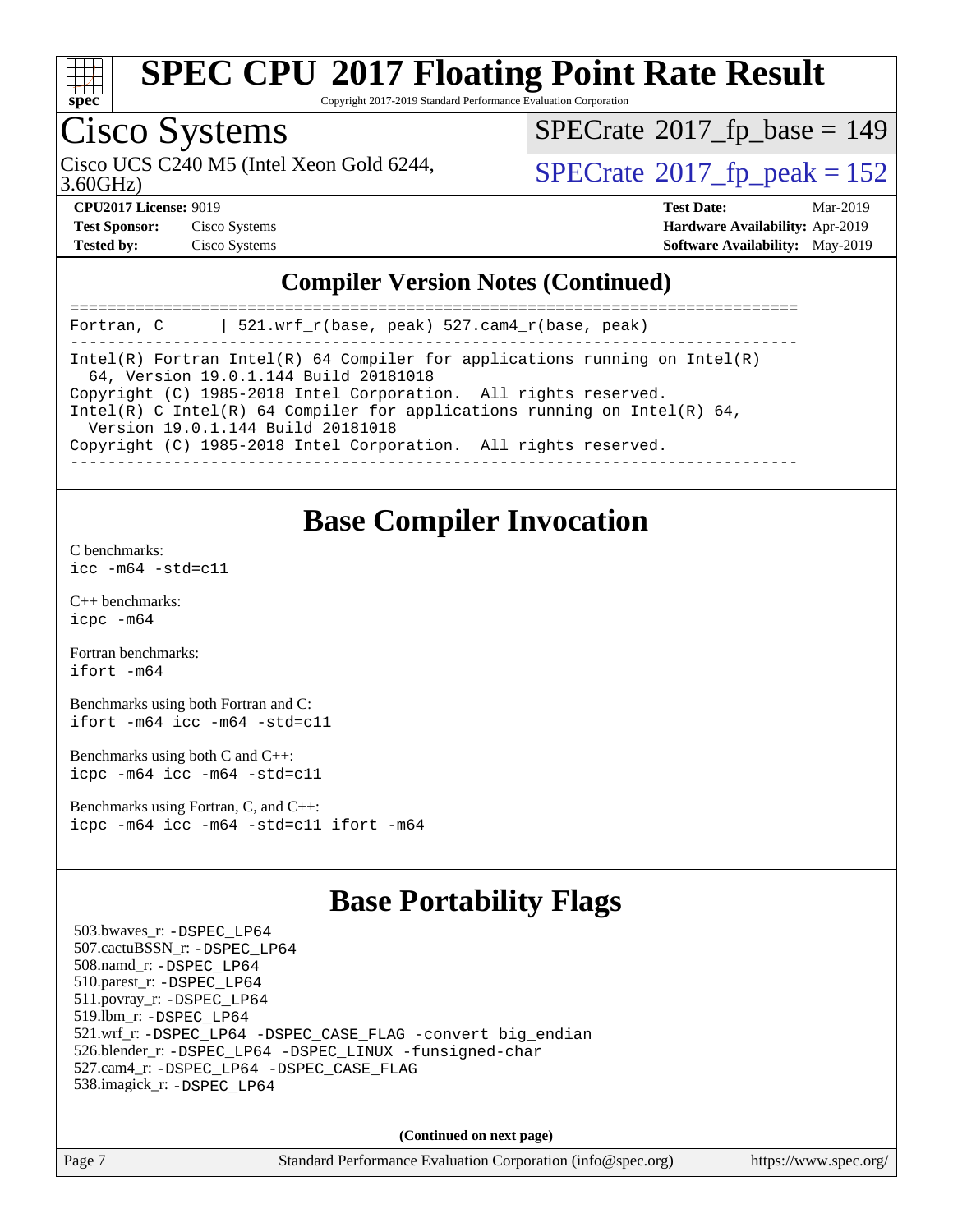# SPEC CPU 2017 Floating Point Rate Result

Copyright 2017-2019 Standard Performance Evaluation Corporation

## Cisco Systems

Cisco UCS C240 M5 (Intel Xeon Gold 6244, 3.60GHz)

SPECrate 2017_fp_base = 149

SPECrate 2017_fp_peak = 152

**CPU2017 License:** 9019
**Test Sponsor:** Cisco Systems
**Tested by:** Cisco Systems

**Test Date:** Mar-2019
**Hardware Availability:** Apr-2019
**Software Availability:** May-2019

## Compiler Version Notes (Continued)

```
==============================================================================
Fortran, C      | 521.wrf_r(base, peak) 527.cam4_r(base, peak)
------------------------------------------------------------------------------
Intel(R) Fortran Intel(R) 64 Compiler for applications running on Intel(R)
  64, Version 19.0.1.144 Build 20181018
Copyright (C) 1985-2018 Intel Corporation.  All rights reserved.
Intel(R) C Intel(R) 64 Compiler for applications running on Intel(R) 64,
  Version 19.0.1.144 Build 20181018
Copyright (C) 1985-2018 Intel Corporation.  All rights reserved.
------------------------------------------------------------------------------
```

## Base Compiler Invocation

C benchmarks:
`icc -m64 -std=c11`

C++ benchmarks:
`icpc -m64`

Fortran benchmarks:
`ifort -m64`

Benchmarks using both Fortran and C:
`ifort -m64 icc -m64 -std=c11`

Benchmarks using both C and C++:
`icpc -m64 icc -m64 -std=c11`

Benchmarks using Fortran, C, and C++:
`icpc -m64 icc -m64 -std=c11 ifort -m64`

## Base Portability Flags

503.bwaves_r: `-DSPEC_LP64`
507.cactuBSSN_r: `-DSPEC_LP64`
508.namd_r: `-DSPEC_LP64`
510.parest_r: `-DSPEC_LP64`
511.povray_r: `-DSPEC_LP64`
519.lbm_r: `-DSPEC_LP64`
521.wrf_r: `-DSPEC_LP64 -DSPEC_CASE_FLAG -convert big_endian`
526.blender_r: `-DSPEC_LP64 -DSPEC_LINUX -funsigned-char`
527.cam4_r: `-DSPEC_LP64 -DSPEC_CASE_FLAG`
538.imagick_r: `-DSPEC_LP64`

**(Continued on next page)**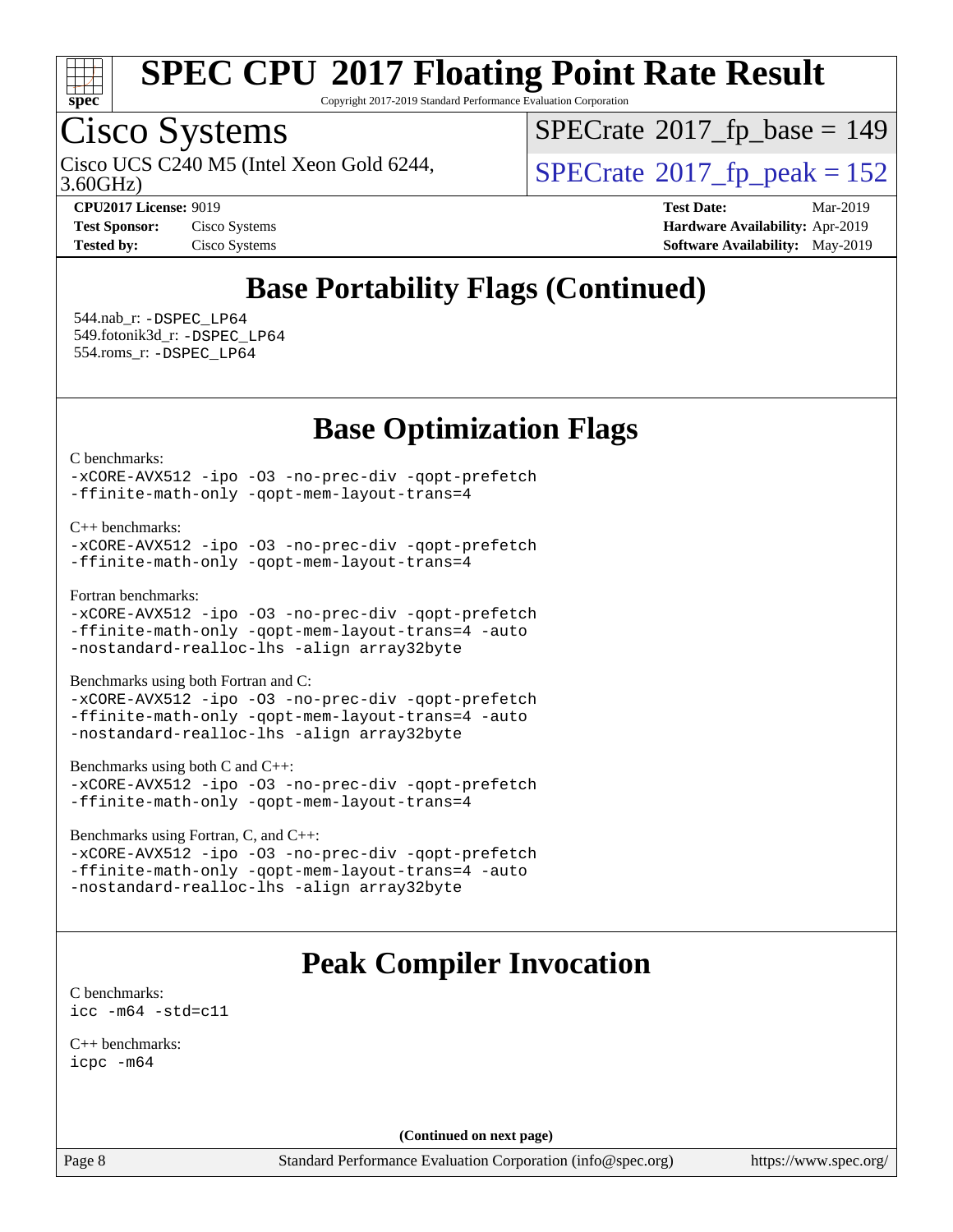# SPEC CPU 2017 Floating Point Rate Result

Copyright 2017-2019 Standard Performance Evaluation Corporation

## Cisco Systems

Cisco UCS C240 M5 (Intel Xeon Gold 6244, 3.60GHz)

SPECrate 2017_fp_base = 149

SPECrate 2017_fp_peak = 152

**CPU2017 License:** 9019
**Test Sponsor:** Cisco Systems
**Tested by:** Cisco Systems

**Test Date:** Mar-2019
**Hardware Availability:** Apr-2019
**Software Availability:** May-2019

## Base Portability Flags (Continued)

544.nab_r: -DSPEC_LP64
549.fotonik3d_r: -DSPEC_LP64
554.roms_r: -DSPEC_LP64

## Base Optimization Flags

C benchmarks:
```
-xCORE-AVX512 -ipo -O3 -no-prec-div -qopt-prefetch
-ffinite-math-only -qopt-mem-layout-trans=4
```

C++ benchmarks:
```
-xCORE-AVX512 -ipo -O3 -no-prec-div -qopt-prefetch
-ffinite-math-only -qopt-mem-layout-trans=4
```

Fortran benchmarks:
```
-xCORE-AVX512 -ipo -O3 -no-prec-div -qopt-prefetch
-ffinite-math-only -qopt-mem-layout-trans=4 -auto
-nostandard-realloc-lhs -align array32byte
```

Benchmarks using both Fortran and C:
```
-xCORE-AVX512 -ipo -O3 -no-prec-div -qopt-prefetch
-ffinite-math-only -qopt-mem-layout-trans=4 -auto
-nostandard-realloc-lhs -align array32byte
```

Benchmarks using both C and C++:
```
-xCORE-AVX512 -ipo -O3 -no-prec-div -qopt-prefetch
-ffinite-math-only -qopt-mem-layout-trans=4
```

Benchmarks using Fortran, C, and C++:
```
-xCORE-AVX512 -ipo -O3 -no-prec-div -qopt-prefetch
-ffinite-math-only -qopt-mem-layout-trans=4 -auto
-nostandard-realloc-lhs -align array32byte
```

## Peak Compiler Invocation

C benchmarks:
```
icc -m64 -std=c11
```

C++ benchmarks:
```
icpc -m64
```

(Continued on next page)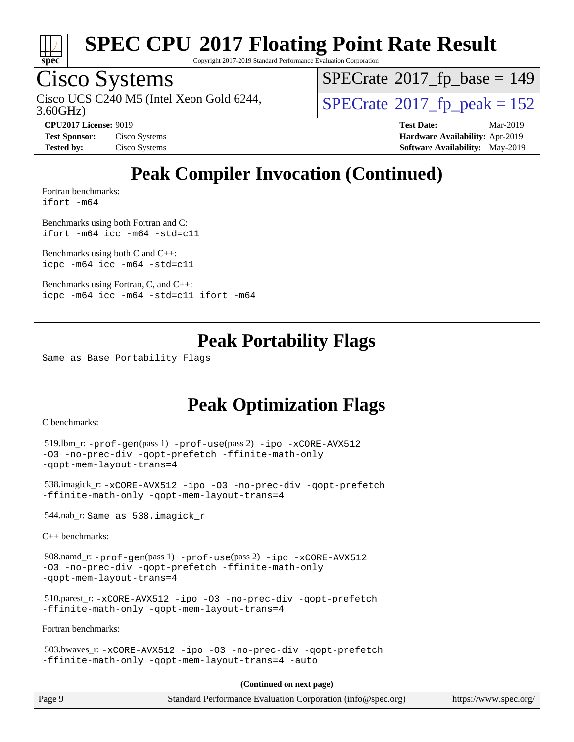# Peak Compiler Invocation (Continued)

Fortran benchmarks:
```
ifort -m64
```

Benchmarks using both Fortran and C:
```
ifort -m64 icc -m64 -std=c11
```

Benchmarks using both C and C++:
```
icpc -m64 icc -m64 -std=c11
```

Benchmarks using Fortran, C, and C++:
```
icpc -m64 icc -m64 -std=c11 ifort -m64
```

# Peak Portability Flags

Same as Base Portability Flags

# Peak Optimization Flags

C benchmarks:

519.lbm_r: `-prof-gen`(pass 1) `-prof-use`(pass 2) `-ipo -xCORE-AVX512 -O3 -no-prec-div -qopt-prefetch -ffinite-math-only -qopt-mem-layout-trans=4`

538.imagick_r: `-xCORE-AVX512 -ipo -O3 -no-prec-div -qopt-prefetch -ffinite-math-only -qopt-mem-layout-trans=4`

544.nab_r: Same as 538.imagick_r

C++ benchmarks:

508.namd_r: `-prof-gen`(pass 1) `-prof-use`(pass 2) `-ipo -xCORE-AVX512 -O3 -no-prec-div -qopt-prefetch -ffinite-math-only -qopt-mem-layout-trans=4`

510.parest_r: `-xCORE-AVX512 -ipo -O3 -no-prec-div -qopt-prefetch -ffinite-math-only -qopt-mem-layout-trans=4`

Fortran benchmarks:

503.bwaves_r: `-xCORE-AVX512 -ipo -O3 -no-prec-div -qopt-prefetch -ffinite-math-only -qopt-mem-layout-trans=4 -auto`

**(Continued on next page)**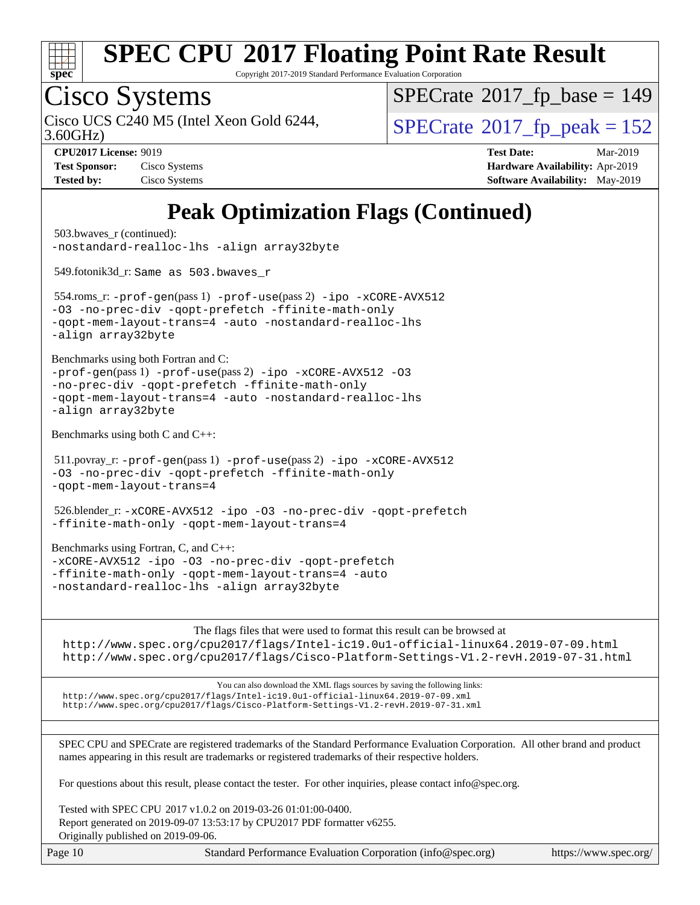# Peak Optimization Flags (Continued)

503.bwaves_r (continued):
-nostandard-realloc-lhs -align array32byte

549.fotonik3d_r: Same as 503.bwaves_r

554.roms_r: -prof-gen(pass 1) -prof-use(pass 2) -ipo -xCORE-AVX512
-O3 -no-prec-div -qopt-prefetch -ffinite-math-only
-qopt-mem-layout-trans=4 -auto -nostandard-realloc-lhs
-align array32byte

Benchmarks using both Fortran and C:
-prof-gen(pass 1) -prof-use(pass 2) -ipo -xCORE-AVX512 -O3
-no-prec-div -qopt-prefetch -ffinite-math-only
-qopt-mem-layout-trans=4 -auto -nostandard-realloc-lhs
-align array32byte

Benchmarks using both C and C++:

511.povray_r: -prof-gen(pass 1) -prof-use(pass 2) -ipo -xCORE-AVX512
-O3 -no-prec-div -qopt-prefetch -ffinite-math-only
-qopt-mem-layout-trans=4

526.blender_r: -xCORE-AVX512 -ipo -O3 -no-prec-div -qopt-prefetch
-ffinite-math-only -qopt-mem-layout-trans=4

Benchmarks using Fortran, C, and C++:
-xCORE-AVX512 -ipo -O3 -no-prec-div -qopt-prefetch
-ffinite-math-only -qopt-mem-layout-trans=4 -auto
-nostandard-realloc-lhs -align array32byte

The flags files that were used to format this result can be browsed at
http://www.spec.org/cpu2017/flags/Intel-ic19.0u1-official-linux64.2019-07-09.html
http://www.spec.org/cpu2017/flags/Cisco-Platform-Settings-V1.2-revH.2019-07-31.html

You can also download the XML flags sources by saving the following links:
http://www.spec.org/cpu2017/flags/Intel-ic19.0u1-official-linux64.2019-07-09.xml
http://www.spec.org/cpu2017/flags/Cisco-Platform-Settings-V1.2-revH.2019-07-31.xml

SPEC CPU and SPECrate are registered trademarks of the Standard Performance Evaluation Corporation. All other brand and product names appearing in this result are trademarks or registered trademarks of their respective holders.

For questions about this result, please contact the tester. For other inquiries, please contact info@spec.org.

Tested with SPEC CPU 2017 v1.0.2 on 2019-03-26 01:01:00-0400.
Report generated on 2019-09-07 13:53:17 by CPU2017 PDF formatter v6255.
Originally published on 2019-09-06.